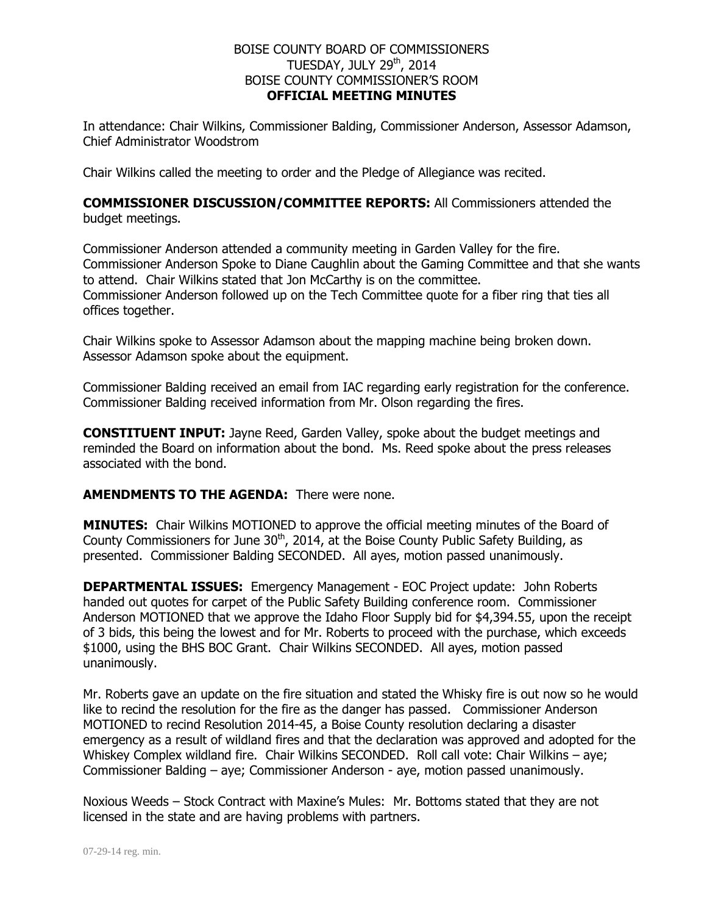BOISE COUNTY BOARD OF COMMISSIONERS
TUESDAY, JULY 29th, 2014
BOISE COUNTY COMMISSIONER'S ROOM
**OFFICIAL MEETING MINUTES**

In attendance: Chair Wilkins, Commissioner Balding, Commissioner Anderson, Assessor Adamson, Chief Administrator Woodstrom

Chair Wilkins called the meeting to order and the Pledge of Allegiance was recited.

**COMMISSIONER DISCUSSION/COMMITTEE REPORTS:** All Commissioners attended the budget meetings.

Commissioner Anderson attended a community meeting in Garden Valley for the fire. Commissioner Anderson Spoke to Diane Caughlin about the Gaming Committee and that she wants to attend. Chair Wilkins stated that Jon McCarthy is on the committee.
Commissioner Anderson followed up on the Tech Committee quote for a fiber ring that ties all offices together.

Chair Wilkins spoke to Assessor Adamson about the mapping machine being broken down. Assessor Adamson spoke about the equipment.

Commissioner Balding received an email from IAC regarding early registration for the conference. Commissioner Balding received information from Mr. Olson regarding the fires.

**CONSTITUENT INPUT:** Jayne Reed, Garden Valley, spoke about the budget meetings and reminded the Board on information about the bond. Ms. Reed spoke about the press releases associated with the bond.

**AMENDMENTS TO THE AGENDA:** There were none.

**MINUTES:** Chair Wilkins MOTIONED to approve the official meeting minutes of the Board of County Commissioners for June 30th, 2014, at the Boise County Public Safety Building, as presented. Commissioner Balding SECONDED. All ayes, motion passed unanimously.

**DEPARTMENTAL ISSUES:** Emergency Management - EOC Project update: John Roberts handed out quotes for carpet of the Public Safety Building conference room. Commissioner Anderson MOTIONED that we approve the Idaho Floor Supply bid for $4,394.55, upon the receipt of 3 bids, this being the lowest and for Mr. Roberts to proceed with the purchase, which exceeds $1000, using the BHS BOC Grant. Chair Wilkins SECONDED. All ayes, motion passed unanimously.

Mr. Roberts gave an update on the fire situation and stated the Whisky fire is out now so he would like to recind the resolution for the fire as the danger has passed. Commissioner Anderson MOTIONED to recind Resolution 2014-45, a Boise County resolution declaring a disaster emergency as a result of wildland fires and that the declaration was approved and adopted for the Whiskey Complex wildland fire. Chair Wilkins SECONDED. Roll call vote: Chair Wilkins – aye; Commissioner Balding – aye; Commissioner Anderson - aye, motion passed unanimously.

Noxious Weeds – Stock Contract with Maxine's Mules: Mr. Bottoms stated that they are not licensed in the state and are having problems with partners.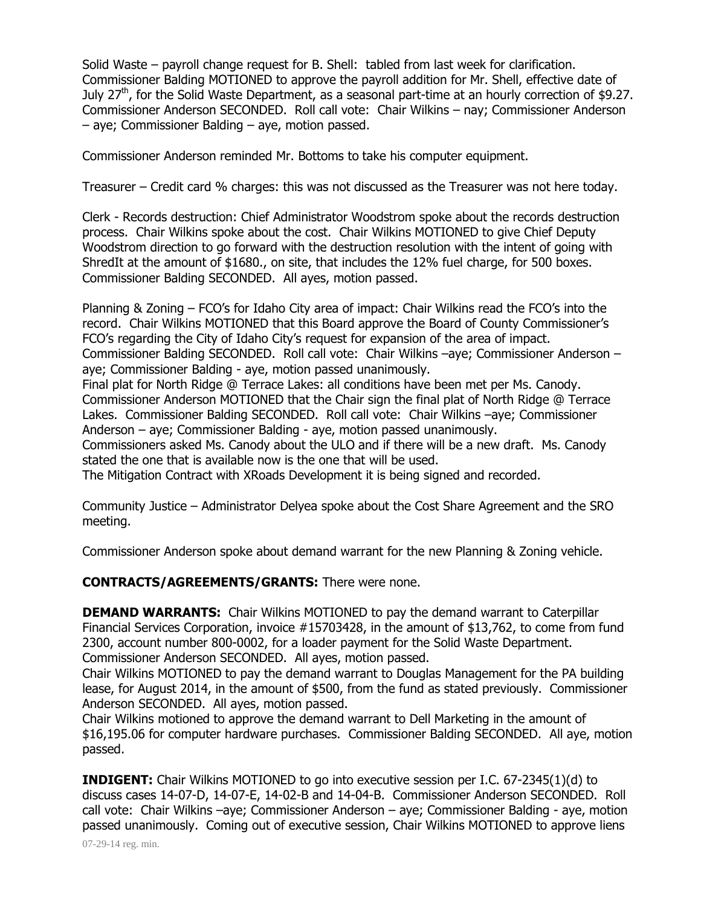Solid Waste – payroll change request for B. Shell: tabled from last week for clarification. Commissioner Balding MOTIONED to approve the payroll addition for Mr. Shell, effective date of July 27th, for the Solid Waste Department, as a seasonal part-time at an hourly correction of $9.27. Commissioner Anderson SECONDED. Roll call vote: Chair Wilkins – nay; Commissioner Anderson – aye; Commissioner Balding – aye, motion passed.

Commissioner Anderson reminded Mr. Bottoms to take his computer equipment.

Treasurer – Credit card % charges: this was not discussed as the Treasurer was not here today.

Clerk - Records destruction: Chief Administrator Woodstrom spoke about the records destruction process. Chair Wilkins spoke about the cost. Chair Wilkins MOTIONED to give Chief Deputy Woodstrom direction to go forward with the destruction resolution with the intent of going with ShredIt at the amount of $1680., on site, that includes the 12% fuel charge, for 500 boxes. Commissioner Balding SECONDED. All ayes, motion passed.

Planning & Zoning – FCO's for Idaho City area of impact: Chair Wilkins read the FCO's into the record. Chair Wilkins MOTIONED that this Board approve the Board of County Commissioner's FCO's regarding the City of Idaho City's request for expansion of the area of impact. Commissioner Balding SECONDED. Roll call vote: Chair Wilkins –aye; Commissioner Anderson – aye; Commissioner Balding - aye, motion passed unanimously.
Final plat for North Ridge @ Terrace Lakes: all conditions have been met per Ms. Canody. Commissioner Anderson MOTIONED that the Chair sign the final plat of North Ridge @ Terrace Lakes. Commissioner Balding SECONDED. Roll call vote: Chair Wilkins –aye; Commissioner Anderson – aye; Commissioner Balding - aye, motion passed unanimously.
Commissioners asked Ms. Canody about the ULO and if there will be a new draft. Ms. Canody stated the one that is available now is the one that will be used.
The Mitigation Contract with XRoads Development it is being signed and recorded.

Community Justice – Administrator Delyea spoke about the Cost Share Agreement and the SRO meeting.

Commissioner Anderson spoke about demand warrant for the new Planning & Zoning vehicle.

**CONTRACTS/AGREEMENTS/GRANTS:** There were none.

**DEMAND WARRANTS:** Chair Wilkins MOTIONED to pay the demand warrant to Caterpillar Financial Services Corporation, invoice #15703428, in the amount of $13,762, to come from fund 2300, account number 800-0002, for a loader payment for the Solid Waste Department. Commissioner Anderson SECONDED. All ayes, motion passed.
Chair Wilkins MOTIONED to pay the demand warrant to Douglas Management for the PA building lease, for August 2014, in the amount of $500, from the fund as stated previously. Commissioner Anderson SECONDED. All ayes, motion passed.
Chair Wilkins motioned to approve the demand warrant to Dell Marketing in the amount of $16,195.06 for computer hardware purchases. Commissioner Balding SECONDED. All aye, motion passed.

**INDIGENT:** Chair Wilkins MOTIONED to go into executive session per I.C. 67-2345(1)(d) to discuss cases 14-07-D, 14-07-E, 14-02-B and 14-04-B. Commissioner Anderson SECONDED. Roll call vote: Chair Wilkins –aye; Commissioner Anderson – aye; Commissioner Balding - aye, motion passed unanimously. Coming out of executive session, Chair Wilkins MOTIONED to approve liens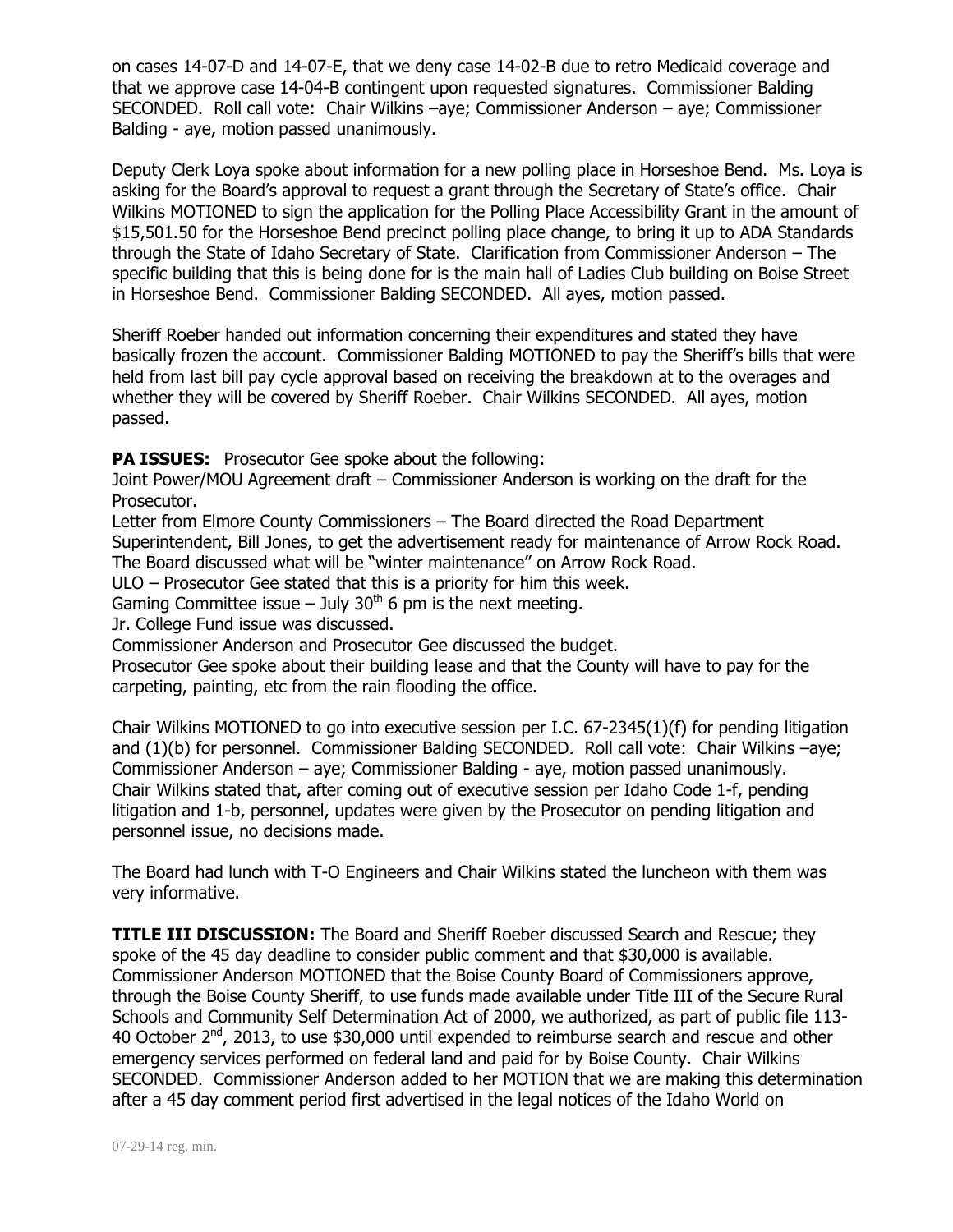on cases 14-07-D and 14-07-E, that we deny case 14-02-B due to retro Medicaid coverage and that we approve case 14-04-B contingent upon requested signatures. Commissioner Balding SECONDED. Roll call vote: Chair Wilkins –aye; Commissioner Anderson – aye; Commissioner Balding - aye, motion passed unanimously.

Deputy Clerk Loya spoke about information for a new polling place in Horseshoe Bend. Ms. Loya is asking for the Board's approval to request a grant through the Secretary of State's office. Chair Wilkins MOTIONED to sign the application for the Polling Place Accessibility Grant in the amount of $15,501.50 for the Horseshoe Bend precinct polling place change, to bring it up to ADA Standards through the State of Idaho Secretary of State. Clarification from Commissioner Anderson – The specific building that this is being done for is the main hall of Ladies Club building on Boise Street in Horseshoe Bend. Commissioner Balding SECONDED. All ayes, motion passed.

Sheriff Roeber handed out information concerning their expenditures and stated they have basically frozen the account. Commissioner Balding MOTIONED to pay the Sheriff's bills that were held from last bill pay cycle approval based on receiving the breakdown at to the overages and whether they will be covered by Sheriff Roeber. Chair Wilkins SECONDED. All ayes, motion passed.

**PA ISSUES:** Prosecutor Gee spoke about the following:
Joint Power/MOU Agreement draft – Commissioner Anderson is working on the draft for the Prosecutor.
Letter from Elmore County Commissioners – The Board directed the Road Department Superintendent, Bill Jones, to get the advertisement ready for maintenance of Arrow Rock Road. The Board discussed what will be "winter maintenance" on Arrow Rock Road.
ULO – Prosecutor Gee stated that this is a priority for him this week.
Gaming Committee issue – July 30th 6 pm is the next meeting.
Jr. College Fund issue was discussed.
Commissioner Anderson and Prosecutor Gee discussed the budget.
Prosecutor Gee spoke about their building lease and that the County will have to pay for the carpeting, painting, etc from the rain flooding the office.

Chair Wilkins MOTIONED to go into executive session per I.C. 67-2345(1)(f) for pending litigation and (1)(b) for personnel. Commissioner Balding SECONDED. Roll call vote: Chair Wilkins –aye; Commissioner Anderson – aye; Commissioner Balding - aye, motion passed unanimously.
Chair Wilkins stated that, after coming out of executive session per Idaho Code 1-f, pending litigation and 1-b, personnel, updates were given by the Prosecutor on pending litigation and personnel issue, no decisions made.

The Board had lunch with T-O Engineers and Chair Wilkins stated the luncheon with them was very informative.

**TITLE III DISCUSSION:** The Board and Sheriff Roeber discussed Search and Rescue; they spoke of the 45 day deadline to consider public comment and that $30,000 is available. Commissioner Anderson MOTIONED that the Boise County Board of Commissioners approve, through the Boise County Sheriff, to use funds made available under Title III of the Secure Rural Schools and Community Self Determination Act of 2000, we authorized, as part of public file 113-40 October 2nd, 2013, to use $30,000 until expended to reimburse search and rescue and other emergency services performed on federal land and paid for by Boise County. Chair Wilkins SECONDED. Commissioner Anderson added to her MOTION that we are making this determination after a 45 day comment period first advertised in the legal notices of the Idaho World on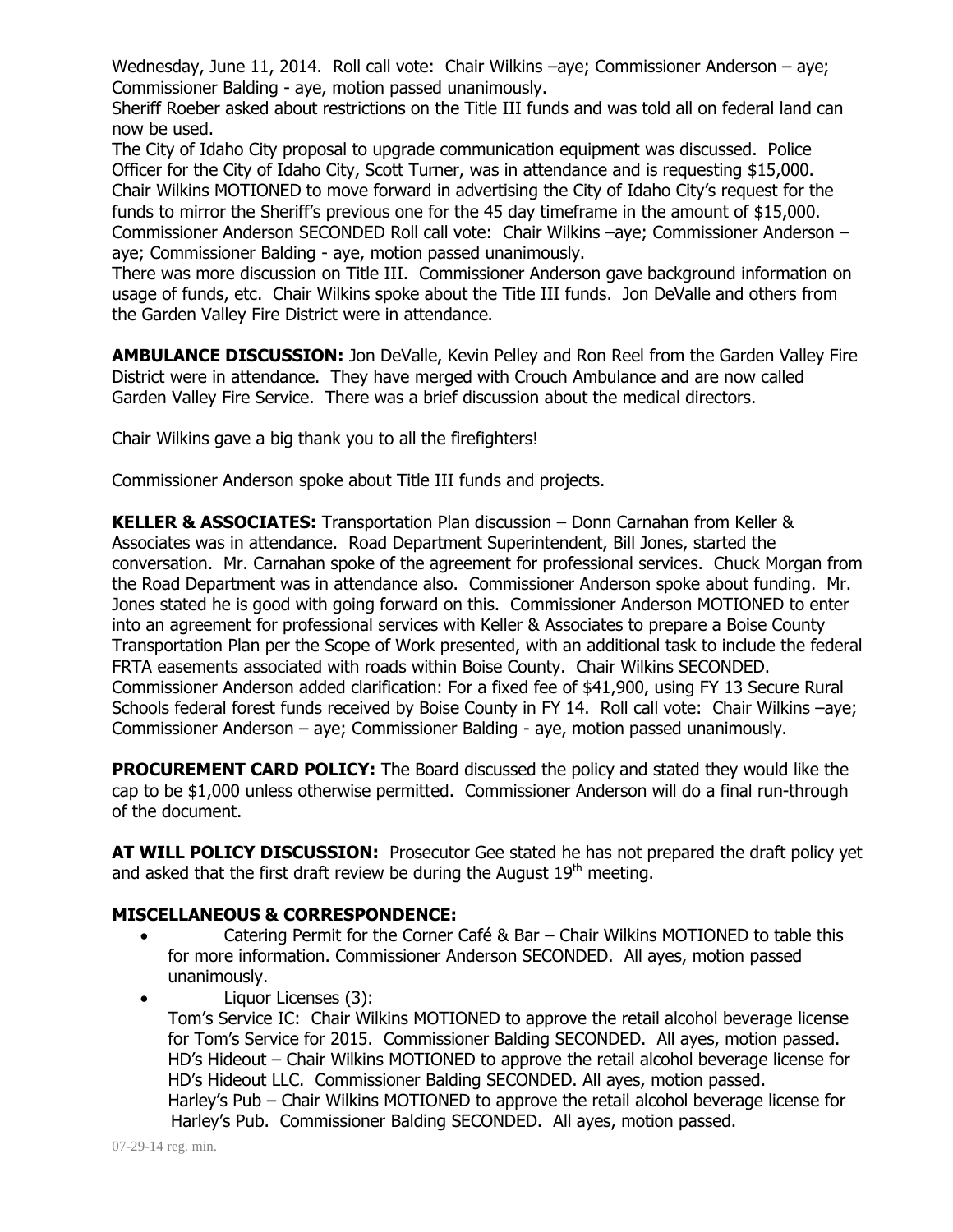Wednesday, June 11, 2014. Roll call vote: Chair Wilkins –aye; Commissioner Anderson – aye; Commissioner Balding - aye, motion passed unanimously.

Sheriff Roeber asked about restrictions on the Title III funds and was told all on federal land can now be used.

The City of Idaho City proposal to upgrade communication equipment was discussed. Police Officer for the City of Idaho City, Scott Turner, was in attendance and is requesting $15,000. Chair Wilkins MOTIONED to move forward in advertising the City of Idaho City's request for the funds to mirror the Sheriff's previous one for the 45 day timeframe in the amount of $15,000. Commissioner Anderson SECONDED Roll call vote: Chair Wilkins –aye; Commissioner Anderson – aye; Commissioner Balding - aye, motion passed unanimously.

There was more discussion on Title III. Commissioner Anderson gave background information on usage of funds, etc. Chair Wilkins spoke about the Title III funds. Jon DeValle and others from the Garden Valley Fire District were in attendance.

**AMBULANCE DISCUSSION:** Jon DeValle, Kevin Pelley and Ron Reel from the Garden Valley Fire District were in attendance. They have merged with Crouch Ambulance and are now called Garden Valley Fire Service. There was a brief discussion about the medical directors.

Chair Wilkins gave a big thank you to all the firefighters!

Commissioner Anderson spoke about Title III funds and projects.

**KELLER & ASSOCIATES:** Transportation Plan discussion – Donn Carnahan from Keller & Associates was in attendance. Road Department Superintendent, Bill Jones, started the conversation. Mr. Carnahan spoke of the agreement for professional services. Chuck Morgan from the Road Department was in attendance also. Commissioner Anderson spoke about funding. Mr. Jones stated he is good with going forward on this. Commissioner Anderson MOTIONED to enter into an agreement for professional services with Keller & Associates to prepare a Boise County Transportation Plan per the Scope of Work presented, with an additional task to include the federal FRTA easements associated with roads within Boise County. Chair Wilkins SECONDED. Commissioner Anderson added clarification: For a fixed fee of $41,900, using FY 13 Secure Rural Schools federal forest funds received by Boise County in FY 14. Roll call vote: Chair Wilkins –aye; Commissioner Anderson – aye; Commissioner Balding - aye, motion passed unanimously.

**PROCUREMENT CARD POLICY:** The Board discussed the policy and stated they would like the cap to be $1,000 unless otherwise permitted. Commissioner Anderson will do a final run-through of the document.

**AT WILL POLICY DISCUSSION:** Prosecutor Gee stated he has not prepared the draft policy yet and asked that the first draft review be during the August 19th meeting.

**MISCELLANEOUS & CORRESPONDENCE:**

- Catering Permit for the Corner Café & Bar – Chair Wilkins MOTIONED to table this for more information. Commissioner Anderson SECONDED. All ayes, motion passed unanimously.
- Liquor Licenses (3):
  Tom's Service IC: Chair Wilkins MOTIONED to approve the retail alcohol beverage license for Tom's Service for 2015. Commissioner Balding SECONDED. All ayes, motion passed.
  HD's Hideout – Chair Wilkins MOTIONED to approve the retail alcohol beverage license for HD's Hideout LLC. Commissioner Balding SECONDED. All ayes, motion passed.
  Harley's Pub – Chair Wilkins MOTIONED to approve the retail alcohol beverage license for Harley's Pub. Commissioner Balding SECONDED. All ayes, motion passed.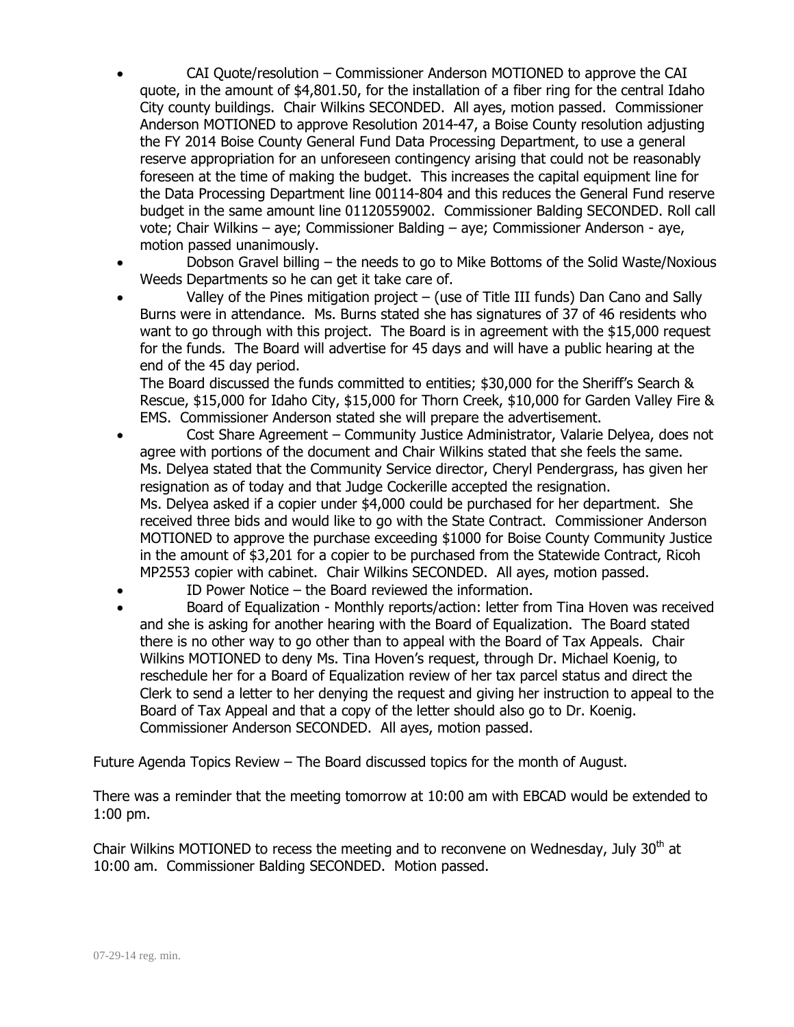- CAI Quote/resolution – Commissioner Anderson MOTIONED to approve the CAI quote, in the amount of $4,801.50, for the installation of a fiber ring for the central Idaho City county buildings. Chair Wilkins SECONDED. All ayes, motion passed. Commissioner Anderson MOTIONED to approve Resolution 2014-47, a Boise County resolution adjusting the FY 2014 Boise County General Fund Data Processing Department, to use a general reserve appropriation for an unforeseen contingency arising that could not be reasonably foreseen at the time of making the budget. This increases the capital equipment line for the Data Processing Department line 00114-804 and this reduces the General Fund reserve budget in the same amount line 01120559002. Commissioner Balding SECONDED. Roll call vote; Chair Wilkins – aye; Commissioner Balding – aye; Commissioner Anderson - aye, motion passed unanimously.
- Dobson Gravel billing – the needs to go to Mike Bottoms of the Solid Waste/Noxious Weeds Departments so he can get it take care of.
- Valley of the Pines mitigation project – (use of Title III funds) Dan Cano and Sally Burns were in attendance. Ms. Burns stated she has signatures of 37 of 46 residents who want to go through with this project. The Board is in agreement with the $15,000 request for the funds. The Board will advertise for 45 days and will have a public hearing at the end of the 45 day period.
  The Board discussed the funds committed to entities; $30,000 for the Sheriff's Search & Rescue, $15,000 for Idaho City, $15,000 for Thorn Creek, $10,000 for Garden Valley Fire & EMS. Commissioner Anderson stated she will prepare the advertisement.
- Cost Share Agreement – Community Justice Administrator, Valarie Delyea, does not agree with portions of the document and Chair Wilkins stated that she feels the same. Ms. Delyea stated that the Community Service director, Cheryl Pendergrass, has given her resignation as of today and that Judge Cockerille accepted the resignation.
  Ms. Delyea asked if a copier under $4,000 could be purchased for her department. She received three bids and would like to go with the State Contract. Commissioner Anderson MOTIONED to approve the purchase exceeding $1000 for Boise County Community Justice in the amount of $3,201 for a copier to be purchased from the Statewide Contract, Ricoh MP2553 copier with cabinet. Chair Wilkins SECONDED. All ayes, motion passed.
- ID Power Notice – the Board reviewed the information.
- Board of Equalization - Monthly reports/action: letter from Tina Hoven was received and she is asking for another hearing with the Board of Equalization. The Board stated there is no other way to go other than to appeal with the Board of Tax Appeals. Chair Wilkins MOTIONED to deny Ms. Tina Hoven's request, through Dr. Michael Koenig, to reschedule her for a Board of Equalization review of her tax parcel status and direct the Clerk to send a letter to her denying the request and giving her instruction to appeal to the Board of Tax Appeal and that a copy of the letter should also go to Dr. Koenig. Commissioner Anderson SECONDED. All ayes, motion passed.

Future Agenda Topics Review – The Board discussed topics for the month of August.

There was a reminder that the meeting tomorrow at 10:00 am with EBCAD would be extended to 1:00 pm.

Chair Wilkins MOTIONED to recess the meeting and to reconvene on Wednesday, July 30th at 10:00 am. Commissioner Balding SECONDED. Motion passed.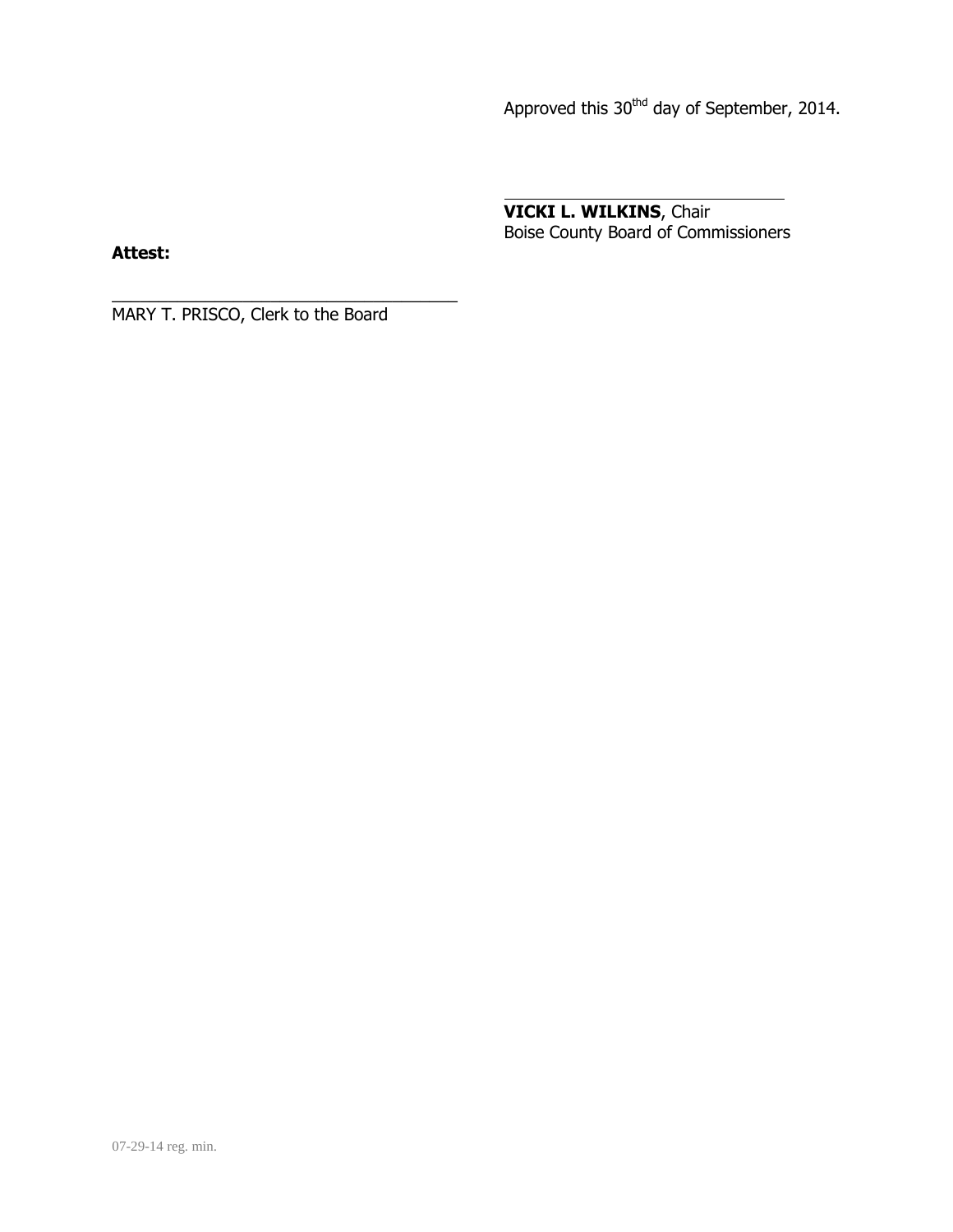Approved this 30thd day of September, 2014.

\_\_\_\_\_\_\_\_\_\_\_\_\_\_\_\_\_\_\_\_\_\_\_\_\_\_\_\_\_\_\_\_

**VICKI L. WILKINS**, Chair
Boise County Board of Commissioners

**Attest:**

\_\_\_\_\_\_\_\_\_\_\_\_\_\_\_\_\_\_\_\_\_\_\_\_\_\_\_\_\_\_\_\_\_\_\_\_\_\_

MARY T. PRISCO, Clerk to the Board

07-29-14 reg. min.